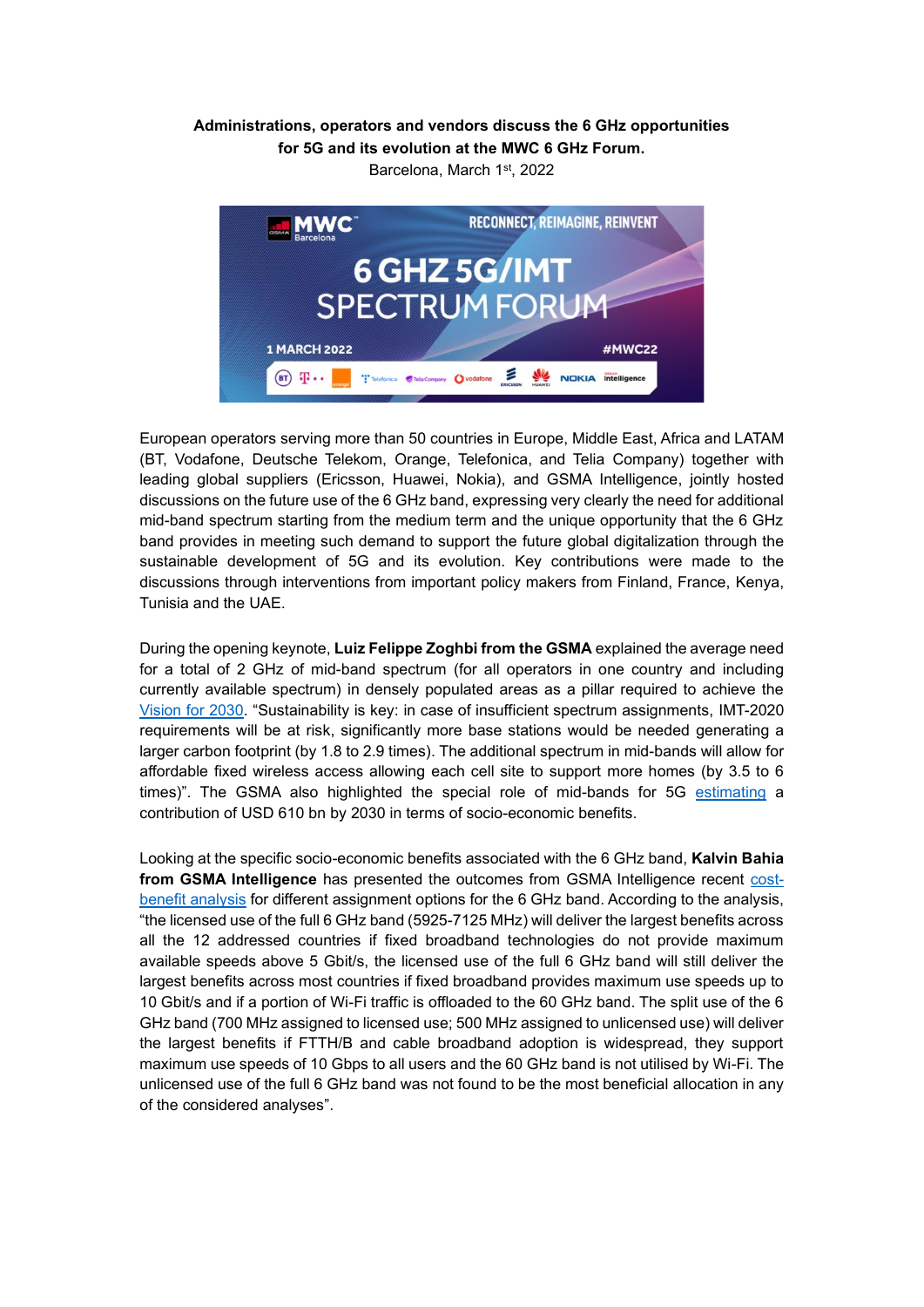**Administrations, operators and vendors discuss the 6 GHz opportunities for 5G and its evolution at the MWC 6 GHz Forum.**

Barcelona, March 1st, 2022

European operators serving more than 50 countries in Europe, Middle East, Africa and LATAM (BT, Vodafone, Deutsche Telekom, Orange, Telefonica, and Telia Company) together with leading global suppliers (Ericsson, Huawei, Nokia), and GSMA Intelligence, jointly hosted discussions on the future use of the 6 GHz band, expressing very clearly the need for additional mid-band spectrum starting from the medium term and the unique opportunity that the 6 GHz band provides in meeting such demand to support the future global digitalization through the sustainable development of 5G and its evolution. Key contributions were made to the discussions through interventions from important policy makers from Finland, France, Kenya, Tunisia and the UAE.

During the opening keynote, **Luiz Felippe Zoghbi from the GSMA** explained the average need for a total of 2 GHz of mid-band spectrum (for all operators in one country and including currently available spectrum) in densely populated areas as a pillar required to achieve the Vision for 2030. "Sustainability is key: in case of insufficient spectrum assignments, IMT-2020 requirements will be at risk, significantly more base stations would be needed generating a larger carbon footprint (by 1.8 to 2.9 times). The additional spectrum in mid-bands will allow for affordable fixed wireless access allowing each cell site to support more homes (by 3.5 to 6 times)". The GSMA also highlighted the special role of mid-bands for 5G estimating a contribution of USD 610 bn by 2030 in terms of socio-economic benefits.

Looking at the specific socio-economic benefits associated with the 6 GHz band, **Kalvin Bahia from GSMA Intelligence** has presented the outcomes from GSMA Intelligence recent cost-benefit analysis for different assignment options for the 6 GHz band. According to the analysis, "the licensed use of the full 6 GHz band (5925-7125 MHz) will deliver the largest benefits across all the 12 addressed countries if fixed broadband technologies do not provide maximum available speeds above 5 Gbit/s, the licensed use of the full 6 GHz band will still deliver the largest benefits across most countries if fixed broadband provides maximum use speeds up to 10 Gbit/s and if a portion of Wi-Fi traffic is offloaded to the 60 GHz band. The split use of the 6 GHz band (700 MHz assigned to licensed use; 500 MHz assigned to unlicensed use) will deliver the largest benefits if FTTH/B and cable broadband adoption is widespread, they support maximum use speeds of 10 Gbps to all users and the 60 GHz band is not utilised by Wi-Fi. The unlicensed use of the full 6 GHz band was not found to be the most beneficial allocation in any of the considered analyses".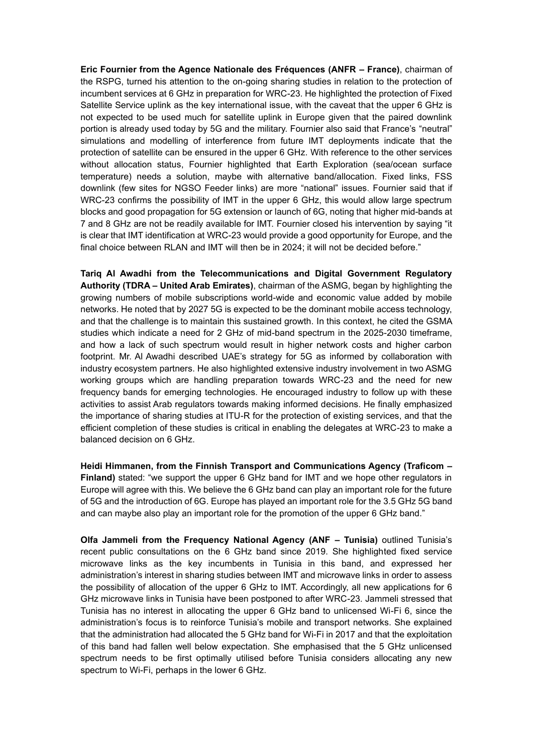**Eric Fournier from the Agence Nationale des Fréquences (ANFR – France)**, chairman of the RSPG, turned his attention to the on-going sharing studies in relation to the protection of incumbent services at 6 GHz in preparation for WRC-23. He highlighted the protection of Fixed Satellite Service uplink as the key international issue, with the caveat that the upper 6 GHz is not expected to be used much for satellite uplink in Europe given that the paired downlink portion is already used today by 5G and the military. Fournier also said that France's "neutral" simulations and modelling of interference from future IMT deployments indicate that the protection of satellite can be ensured in the upper 6 GHz. With reference to the other services without allocation status, Fournier highlighted that Earth Exploration (sea/ocean surface temperature) needs a solution, maybe with alternative band/allocation. Fixed links, FSS downlink (few sites for NGSO Feeder links) are more "national" issues. Fournier said that if WRC-23 confirms the possibility of IMT in the upper 6 GHz, this would allow large spectrum blocks and good propagation for 5G extension or launch of 6G, noting that higher mid-bands at 7 and 8 GHz are not be readily available for IMT. Fournier closed his intervention by saying "it is clear that IMT identification at WRC-23 would provide a good opportunity for Europe, and the final choice between RLAN and IMT will then be in 2024; it will not be decided before."

**Tariq Al Awadhi from the Telecommunications and Digital Government Regulatory Authority (TDRA – United Arab Emirates)**, chairman of the ASMG, began by highlighting the growing numbers of mobile subscriptions world-wide and economic value added by mobile networks. He noted that by 2027 5G is expected to be the dominant mobile access technology, and that the challenge is to maintain this sustained growth. In this context, he cited the GSMA studies which indicate a need for 2 GHz of mid-band spectrum in the 2025-2030 timeframe, and how a lack of such spectrum would result in higher network costs and higher carbon footprint. Mr. Al Awadhi described UAE's strategy for 5G as informed by collaboration with industry ecosystem partners. He also highlighted extensive industry involvement in two ASMG working groups which are handling preparation towards WRC-23 and the need for new frequency bands for emerging technologies. He encouraged industry to follow up with these activities to assist Arab regulators towards making informed decisions. He finally emphasized the importance of sharing studies at ITU-R for the protection of existing services, and that the efficient completion of these studies is critical in enabling the delegates at WRC-23 to make a balanced decision on 6 GHz.

**Heidi Himmanen, from the Finnish Transport and Communications Agency (Traficom – Finland)** stated: "we support the upper 6 GHz band for IMT and we hope other regulators in Europe will agree with this. We believe the 6 GHz band can play an important role for the future of 5G and the introduction of 6G. Europe has played an important role for the 3.5 GHz 5G band and can maybe also play an important role for the promotion of the upper 6 GHz band."

**Olfa Jammeli from the Frequency National Agency (ANF – Tunisia)** outlined Tunisia's recent public consultations on the 6 GHz band since 2019. She highlighted fixed service microwave links as the key incumbents in Tunisia in this band, and expressed her administration's interest in sharing studies between IMT and microwave links in order to assess the possibility of allocation of the upper 6 GHz to IMT. Accordingly, all new applications for 6 GHz microwave links in Tunisia have been postponed to after WRC-23. Jammeli stressed that Tunisia has no interest in allocating the upper 6 GHz band to unlicensed Wi-Fi 6, since the administration's focus is to reinforce Tunisia's mobile and transport networks. She explained that the administration had allocated the 5 GHz band for Wi-Fi in 2017 and that the exploitation of this band had fallen well below expectation. She emphasised that the 5 GHz unlicensed spectrum needs to be first optimally utilised before Tunisia considers allocating any new spectrum to Wi-Fi, perhaps in the lower 6 GHz.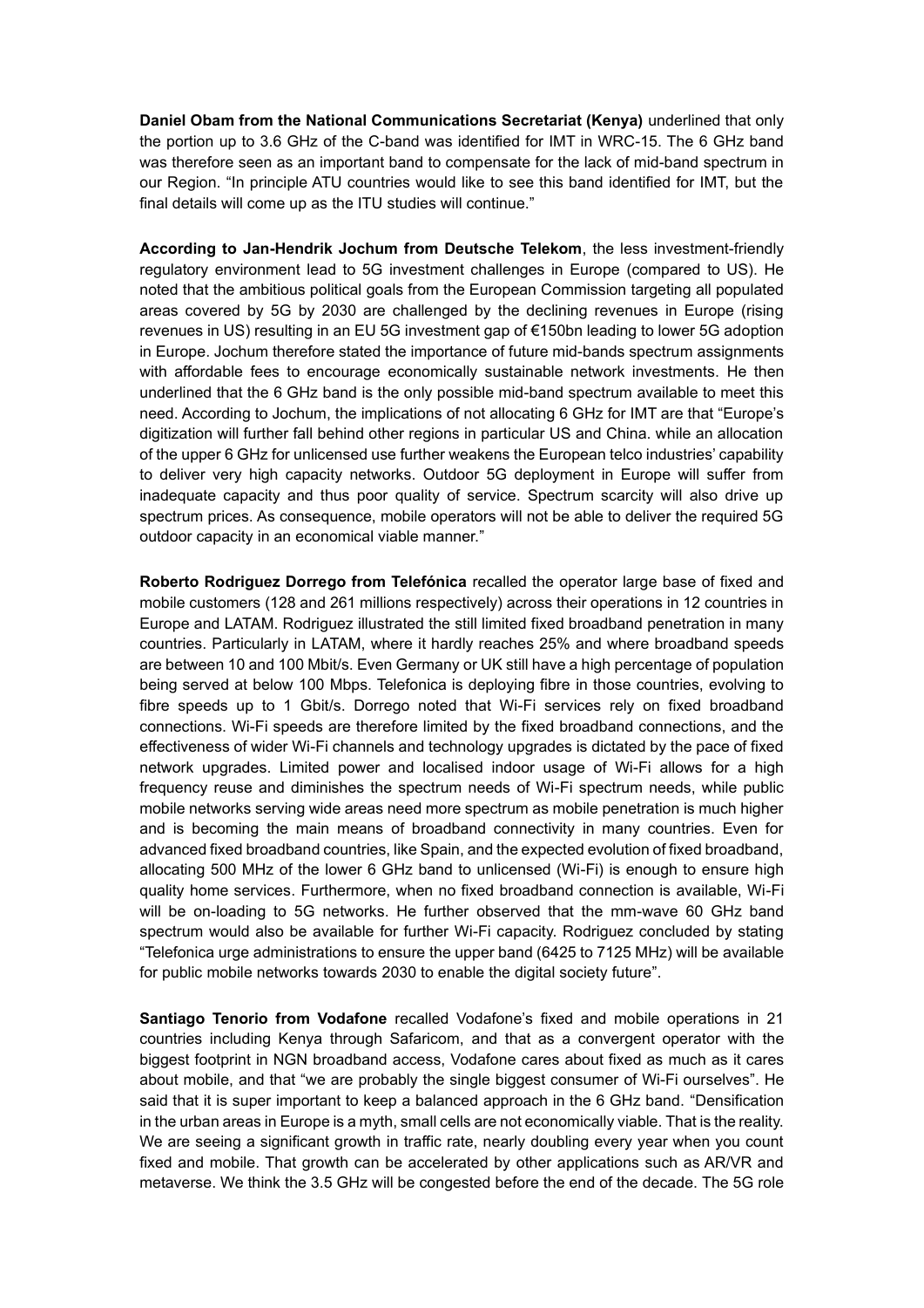**Daniel Obam from the National Communications Secretariat (Kenya)** underlined that only the portion up to 3.6 GHz of the C-band was identified for IMT in WRC-15. The 6 GHz band was therefore seen as an important band to compensate for the lack of mid-band spectrum in our Region. "In principle ATU countries would like to see this band identified for IMT, but the final details will come up as the ITU studies will continue."

**According to Jan-Hendrik Jochum from Deutsche Telekom**, the less investment-friendly regulatory environment lead to 5G investment challenges in Europe (compared to US). He noted that the ambitious political goals from the European Commission targeting all populated areas covered by 5G by 2030 are challenged by the declining revenues in Europe (rising revenues in US) resulting in an EU 5G investment gap of €150bn leading to lower 5G adoption in Europe. Jochum therefore stated the importance of future mid-bands spectrum assignments with affordable fees to encourage economically sustainable network investments. He then underlined that the 6 GHz band is the only possible mid-band spectrum available to meet this need. According to Jochum, the implications of not allocating 6 GHz for IMT are that "Europe's digitization will further fall behind other regions in particular US and China. while an allocation of the upper 6 GHz for unlicensed use further weakens the European telco industries' capability to deliver very high capacity networks. Outdoor 5G deployment in Europe will suffer from inadequate capacity and thus poor quality of service. Spectrum scarcity will also drive up spectrum prices. As consequence, mobile operators will not be able to deliver the required 5G outdoor capacity in an economical viable manner."

**Roberto Rodriguez Dorrego from Telefónica** recalled the operator large base of fixed and mobile customers (128 and 261 millions respectively) across their operations in 12 countries in Europe and LATAM. Rodriguez illustrated the still limited fixed broadband penetration in many countries. Particularly in LATAM, where it hardly reaches 25% and where broadband speeds are between 10 and 100 Mbit/s. Even Germany or UK still have a high percentage of population being served at below 100 Mbps. Telefonica is deploying fibre in those countries, evolving to fibre speeds up to 1 Gbit/s. Dorrego noted that Wi-Fi services rely on fixed broadband connections. Wi-Fi speeds are therefore limited by the fixed broadband connections, and the effectiveness of wider Wi-Fi channels and technology upgrades is dictated by the pace of fixed network upgrades. Limited power and localised indoor usage of Wi-Fi allows for a high frequency reuse and diminishes the spectrum needs of Wi-Fi spectrum needs, while public mobile networks serving wide areas need more spectrum as mobile penetration is much higher and is becoming the main means of broadband connectivity in many countries. Even for advanced fixed broadband countries, like Spain, and the expected evolution of fixed broadband, allocating 500 MHz of the lower 6 GHz band to unlicensed (Wi-Fi) is enough to ensure high quality home services. Furthermore, when no fixed broadband connection is available, Wi-Fi will be on-loading to 5G networks. He further observed that the mm-wave 60 GHz band spectrum would also be available for further Wi-Fi capacity. Rodriguez concluded by stating "Telefonica urge administrations to ensure the upper band (6425 to 7125 MHz) will be available for public mobile networks towards 2030 to enable the digital society future".

**Santiago Tenorio from Vodafone** recalled Vodafone's fixed and mobile operations in 21 countries including Kenya through Safaricom, and that as a convergent operator with the biggest footprint in NGN broadband access, Vodafone cares about fixed as much as it cares about mobile, and that "we are probably the single biggest consumer of Wi-Fi ourselves". He said that it is super important to keep a balanced approach in the 6 GHz band. "Densification in the urban areas in Europe is a myth, small cells are not economically viable. That is the reality. We are seeing a significant growth in traffic rate, nearly doubling every year when you count fixed and mobile. That growth can be accelerated by other applications such as AR/VR and metaverse. We think the 3.5 GHz will be congested before the end of the decade. The 5G role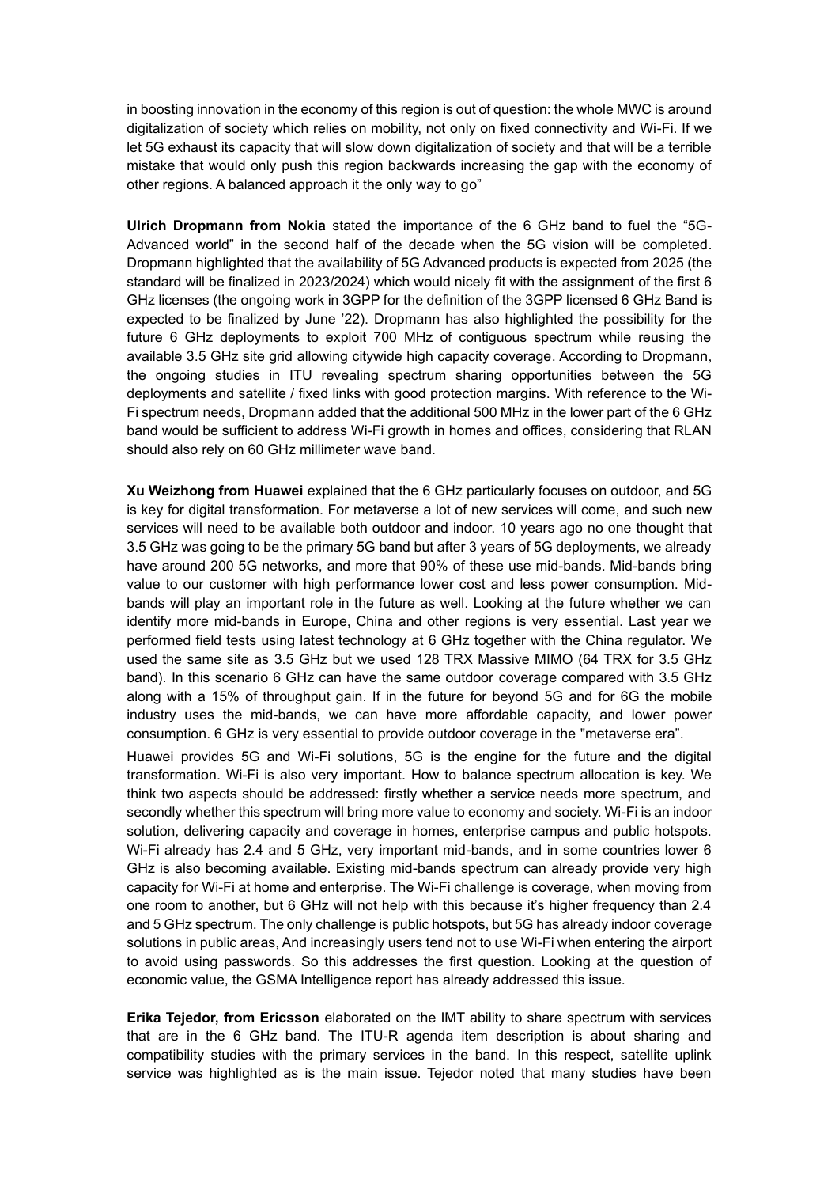in boosting innovation in the economy of this region is out of question: the whole MWC is around digitalization of society which relies on mobility, not only on fixed connectivity and Wi-Fi. If we let 5G exhaust its capacity that will slow down digitalization of society and that will be a terrible mistake that would only push this region backwards increasing the gap with the economy of other regions. A balanced approach it the only way to go"

**Ulrich Dropmann from Nokia** stated the importance of the 6 GHz band to fuel the "5G-Advanced world" in the second half of the decade when the 5G vision will be completed. Dropmann highlighted that the availability of 5G Advanced products is expected from 2025 (the standard will be finalized in 2023/2024) which would nicely fit with the assignment of the first 6 GHz licenses (the ongoing work in 3GPP for the definition of the 3GPP licensed 6 GHz Band is expected to be finalized by June '22). Dropmann has also highlighted the possibility for the future 6 GHz deployments to exploit 700 MHz of contiguous spectrum while reusing the available 3.5 GHz site grid allowing citywide high capacity coverage. According to Dropmann, the ongoing studies in ITU revealing spectrum sharing opportunities between the 5G deployments and satellite / fixed links with good protection margins. With reference to the Wi-Fi spectrum needs, Dropmann added that the additional 500 MHz in the lower part of the 6 GHz band would be sufficient to address Wi-Fi growth in homes and offices, considering that RLAN should also rely on 60 GHz millimeter wave band.

**Xu Weizhong from Huawei** explained that the 6 GHz particularly focuses on outdoor, and 5G is key for digital transformation. For metaverse a lot of new services will come, and such new services will need to be available both outdoor and indoor. 10 years ago no one thought that 3.5 GHz was going to be the primary 5G band but after 3 years of 5G deployments, we already have around 200 5G networks, and more that 90% of these use mid-bands. Mid-bands bring value to our customer with high performance lower cost and less power consumption. Mid-bands will play an important role in the future as well. Looking at the future whether we can identify more mid-bands in Europe, China and other regions is very essential. Last year we performed field tests using latest technology at 6 GHz together with the China regulator. We used the same site as 3.5 GHz but we used 128 TRX Massive MIMO (64 TRX for 3.5 GHz band). In this scenario 6 GHz can have the same outdoor coverage compared with 3.5 GHz along with a 15% of throughput gain. If in the future for beyond 5G and for 6G the mobile industry uses the mid-bands, we can have more affordable capacity, and lower power consumption. 6 GHz is very essential to provide outdoor coverage in the "metaverse era".

Huawei provides 5G and Wi-Fi solutions, 5G is the engine for the future and the digital transformation. Wi-Fi is also very important. How to balance spectrum allocation is key. We think two aspects should be addressed: firstly whether a service needs more spectrum, and secondly whether this spectrum will bring more value to economy and society. Wi-Fi is an indoor solution, delivering capacity and coverage in homes, enterprise campus and public hotspots. Wi-Fi already has 2.4 and 5 GHz, very important mid-bands, and in some countries lower 6 GHz is also becoming available. Existing mid-bands spectrum can already provide very high capacity for Wi-Fi at home and enterprise. The Wi-Fi challenge is coverage, when moving from one room to another, but 6 GHz will not help with this because it's higher frequency than 2.4 and 5 GHz spectrum. The only challenge is public hotspots, but 5G has already indoor coverage solutions in public areas, And increasingly users tend not to use Wi-Fi when entering the airport to avoid using passwords. So this addresses the first question. Looking at the question of economic value, the GSMA Intelligence report has already addressed this issue.

**Erika Tejedor, from Ericsson** elaborated on the IMT ability to share spectrum with services that are in the 6 GHz band. The ITU-R agenda item description is about sharing and compatibility studies with the primary services in the band. In this respect, satellite uplink service was highlighted as is the main issue. Tejedor noted that many studies have been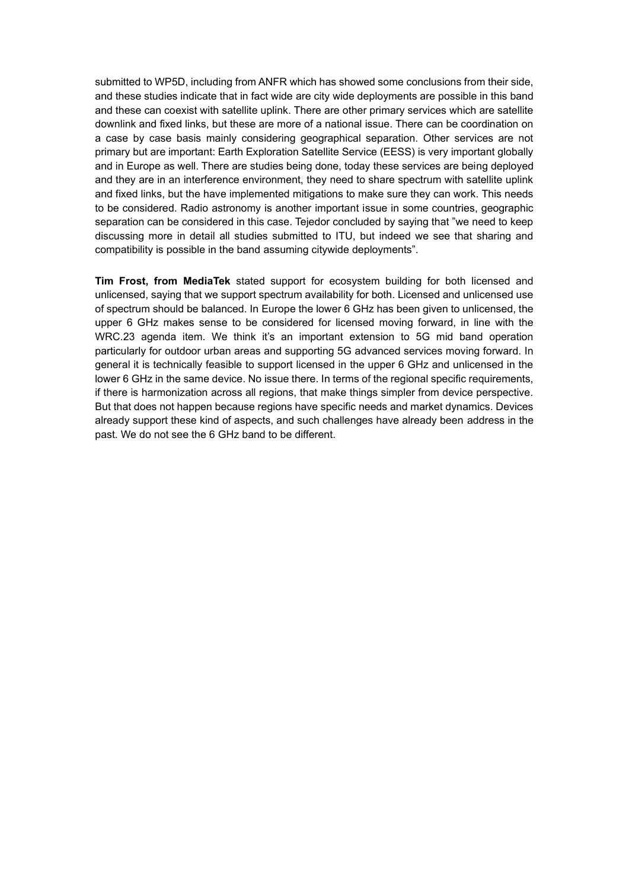submitted to WP5D, including from ANFR which has showed some conclusions from their side, and these studies indicate that in fact wide are city wide deployments are possible in this band and these can coexist with satellite uplink. There are other primary services which are satellite downlink and fixed links, but these are more of a national issue. There can be coordination on a case by case basis mainly considering geographical separation. Other services are not primary but are important: Earth Exploration Satellite Service (EESS) is very important globally and in Europe as well. There are studies being done, today these services are being deployed and they are in an interference environment, they need to share spectrum with satellite uplink and fixed links, but the have implemented mitigations to make sure they can work. This needs to be considered. Radio astronomy is another important issue in some countries, geographic separation can be considered in this case. Tejedor concluded by saying that "we need to keep discussing more in detail all studies submitted to ITU, but indeed we see that sharing and compatibility is possible in the band assuming citywide deployments".

**Tim Frost, from MediaTek** stated support for ecosystem building for both licensed and unlicensed, saying that we support spectrum availability for both. Licensed and unlicensed use of spectrum should be balanced. In Europe the lower 6 GHz has been given to unlicensed, the upper 6 GHz makes sense to be considered for licensed moving forward, in line with the WRC.23 agenda item. We think it's an important extension to 5G mid band operation particularly for outdoor urban areas and supporting 5G advanced services moving forward. In general it is technically feasible to support licensed in the upper 6 GHz and unlicensed in the lower 6 GHz in the same device. No issue there. In terms of the regional specific requirements, if there is harmonization across all regions, that make things simpler from device perspective. But that does not happen because regions have specific needs and market dynamics. Devices already support these kind of aspects, and such challenges have already been address in the past. We do not see the 6 GHz band to be different.